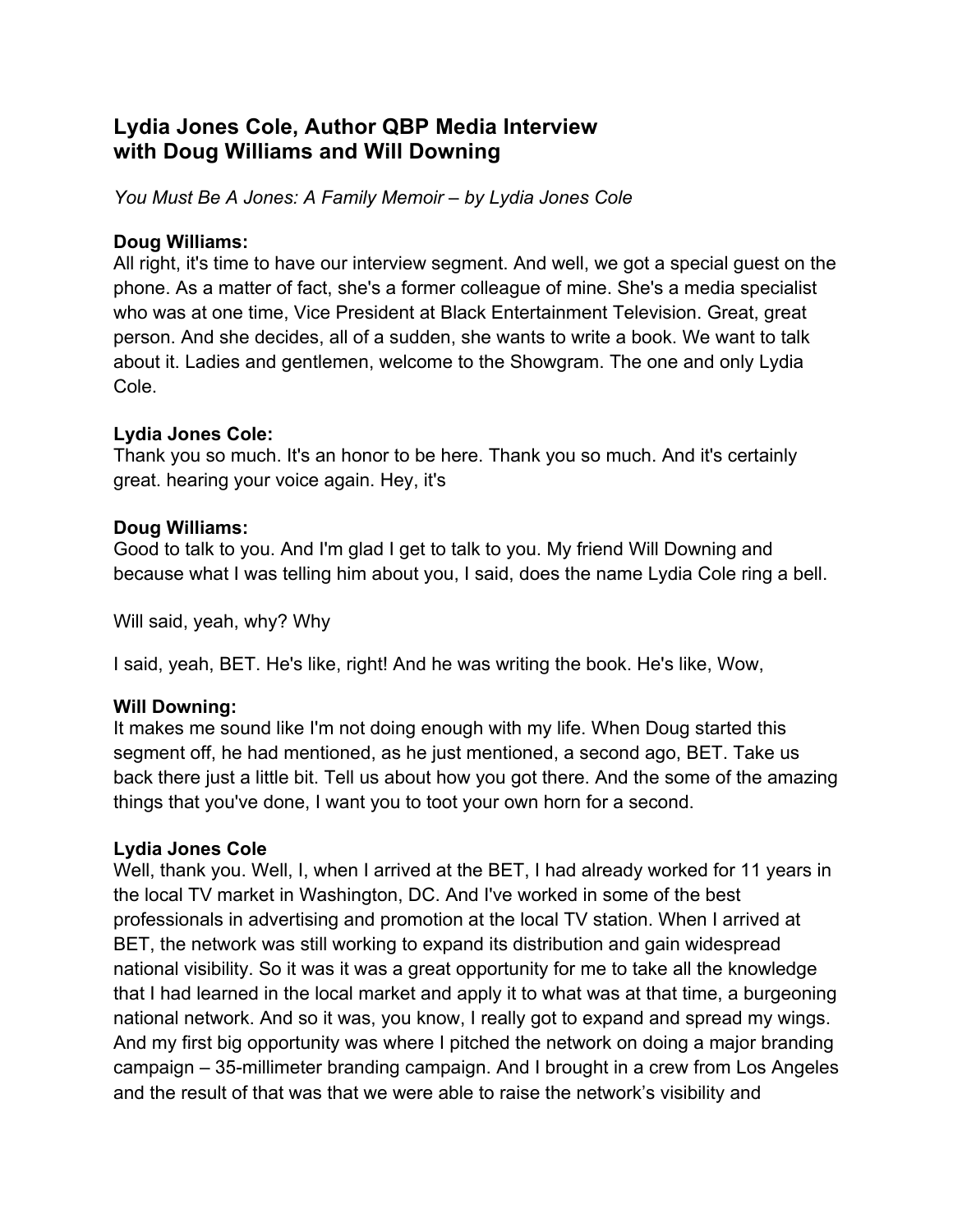## Lydia Jones Cole, Author QBP Media Interview with Doug Williams and Will Downing

*You Must Be A Jones: A Family Memoir – by Lydia Jones Cole*

**Doug Williams:**
All right, it's time to have our interview segment. And well, we got a special guest on the phone. As a matter of fact, she's a former colleague of mine. She's a media specialist who was at one time, Vice President at Black Entertainment Television. Great, great person. And she decides, all of a sudden, she wants to write a book. We want to talk about it. Ladies and gentlemen, welcome to the Showgram. The one and only Lydia Cole.

**Lydia Jones Cole:**
Thank you so much. It's an honor to be here. Thank you so much. And it's certainly great. hearing your voice again. Hey, it's

**Doug Williams:**
Good to talk to you. And I'm glad I get to talk to you. My friend Will Downing and because what I was telling him about you, I said, does the name Lydia Cole ring a bell.

Will said, yeah, why? Why

I said, yeah, BET. He's like, right! And he was writing the book. He's like, Wow,

**Will Downing:**
It makes me sound like I'm not doing enough with my life. When Doug started this segment off, he had mentioned, as he just mentioned, a second ago, BET. Take us back there just a little bit. Tell us about how you got there. And the some of the amazing things that you've done, I want you to toot your own horn for a second.

**Lydia Jones Cole**
Well, thank you. Well, I, when I arrived at the BET, I had already worked for 11 years in the local TV market in Washington, DC. And I've worked in some of the best professionals in advertising and promotion at the local TV station. When I arrived at BET, the network was still working to expand its distribution and gain widespread national visibility. So it was it was a great opportunity for me to take all the knowledge that I had learned in the local market and apply it to what was at that time, a burgeoning national network. And so it was, you know, I really got to expand and spread my wings. And my first big opportunity was where I pitched the network on doing a major branding campaign – 35-millimeter branding campaign. And I brought in a crew from Los Angeles and the result of that was that we were able to raise the network's visibility and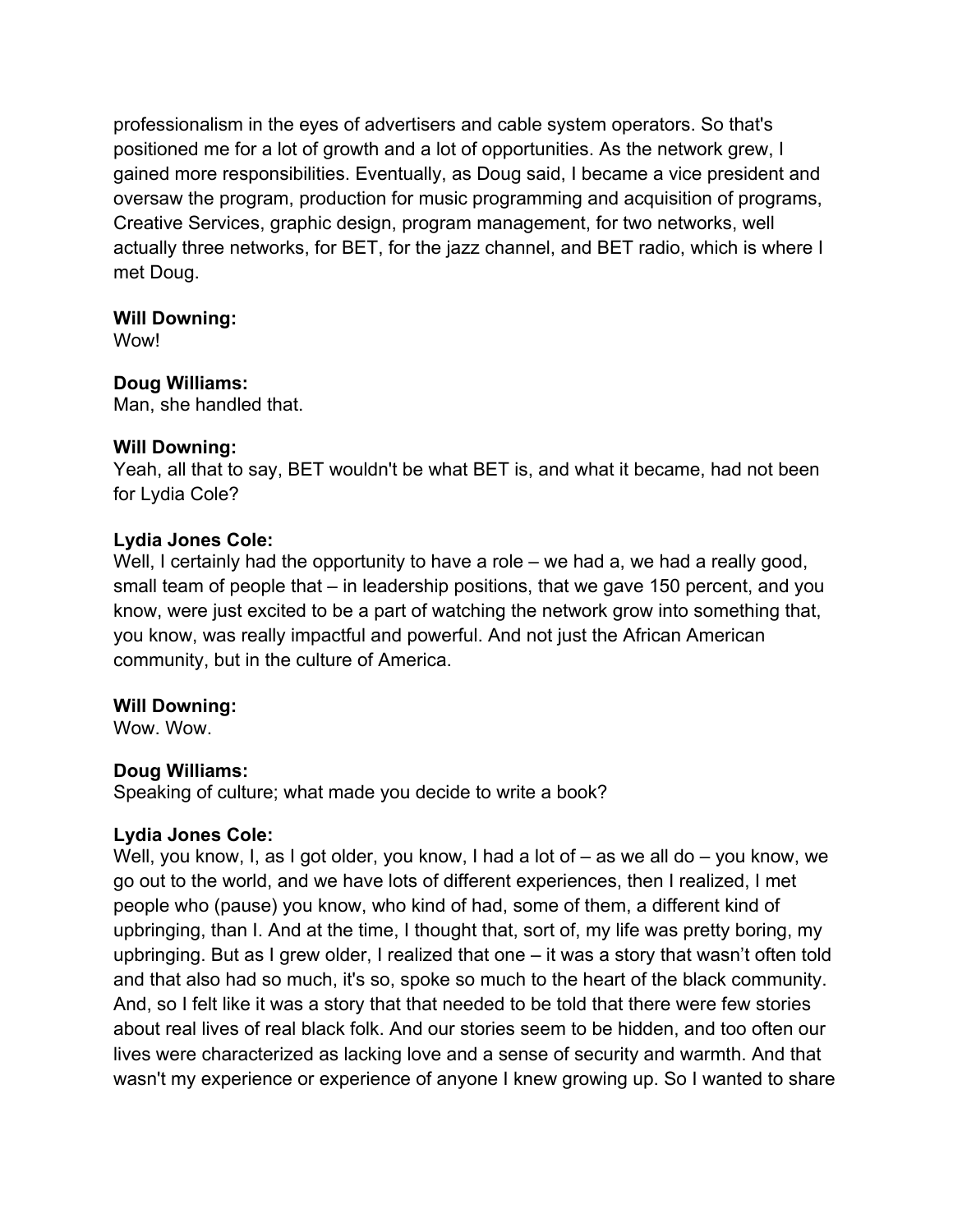professionalism in the eyes of advertisers and cable system operators. So that's positioned me for a lot of growth and a lot of opportunities. As the network grew, I gained more responsibilities. Eventually, as Doug said, I became a vice president and oversaw the program, production for music programming and acquisition of programs, Creative Services, graphic design, program management, for two networks, well actually three networks, for BET, for the jazz channel, and BET radio, which is where I met Doug.

**Will Downing:**
Wow!

**Doug Williams:**
Man, she handled that.

**Will Downing:**
Yeah, all that to say, BET wouldn't be what BET is, and what it became, had not been for Lydia Cole?

**Lydia Jones Cole:**
Well, I certainly had the opportunity to have a role – we had a, we had a really good, small team of people that – in leadership positions, that we gave 150 percent, and you know, were just excited to be a part of watching the network grow into something that, you know, was really impactful and powerful. And not just the African American community, but in the culture of America.

**Will Downing:**
Wow. Wow.

**Doug Williams:**
Speaking of culture; what made you decide to write a book?

**Lydia Jones Cole:**
Well, you know, I, as I got older, you know, I had a lot of – as we all do – you know, we go out to the world, and we have lots of different experiences, then I realized, I met people who (pause) you know, who kind of had, some of them, a different kind of upbringing, than I. And at the time, I thought that, sort of, my life was pretty boring, my upbringing. But as I grew older, I realized that one – it was a story that wasn't often told and that also had so much, it's so, spoke so much to the heart of the black community. And, so I felt like it was a story that that needed to be told that there were few stories about real lives of real black folk. And our stories seem to be hidden, and too often our lives were characterized as lacking love and a sense of security and warmth. And that wasn't my experience or experience of anyone I knew growing up. So I wanted to share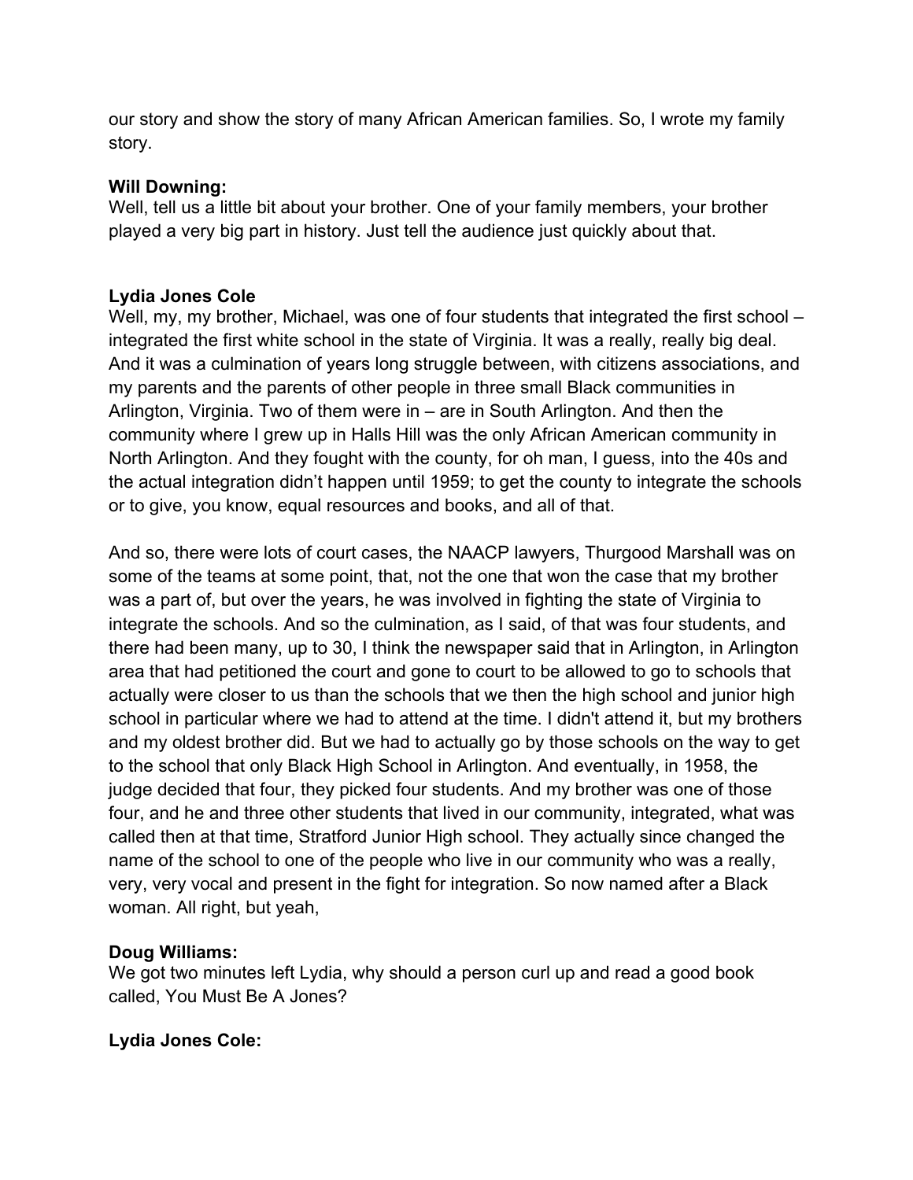our story and show the story of many African American families. So, I wrote my family story.

**Will Downing:**
Well, tell us a little bit about your brother. One of your family members, your brother played a very big part in history. Just tell the audience just quickly about that.

**Lydia Jones Cole**
Well, my, my brother, Michael, was one of four students that integrated the first school – integrated the first white school in the state of Virginia. It was a really, really big deal. And it was a culmination of years long struggle between, with citizens associations, and my parents and the parents of other people in three small Black communities in Arlington, Virginia. Two of them were in – are in South Arlington. And then the community where I grew up in Halls Hill was the only African American community in North Arlington. And they fought with the county, for oh man, I guess, into the 40s and the actual integration didn't happen until 1959; to get the county to integrate the schools or to give, you know, equal resources and books, and all of that.

And so, there were lots of court cases, the NAACP lawyers, Thurgood Marshall was on some of the teams at some point, that, not the one that won the case that my brother was a part of, but over the years, he was involved in fighting the state of Virginia to integrate the schools. And so the culmination, as I said, of that was four students, and there had been many, up to 30, I think the newspaper said that in Arlington, in Arlington area that had petitioned the court and gone to court to be allowed to go to schools that actually were closer to us than the schools that we then the high school and junior high school in particular where we had to attend at the time. I didn't attend it, but my brothers and my oldest brother did. But we had to actually go by those schools on the way to get to the school that only Black High School in Arlington. And eventually, in 1958, the judge decided that four, they picked four students. And my brother was one of those four, and he and three other students that lived in our community, integrated, what was called then at that time, Stratford Junior High school. They actually since changed the name of the school to one of the people who live in our community who was a really, very, very vocal and present in the fight for integration. So now named after a Black woman. All right, but yeah,

**Doug Williams:**
We got two minutes left Lydia, why should a person curl up and read a good book called, You Must Be A Jones?

**Lydia Jones Cole:**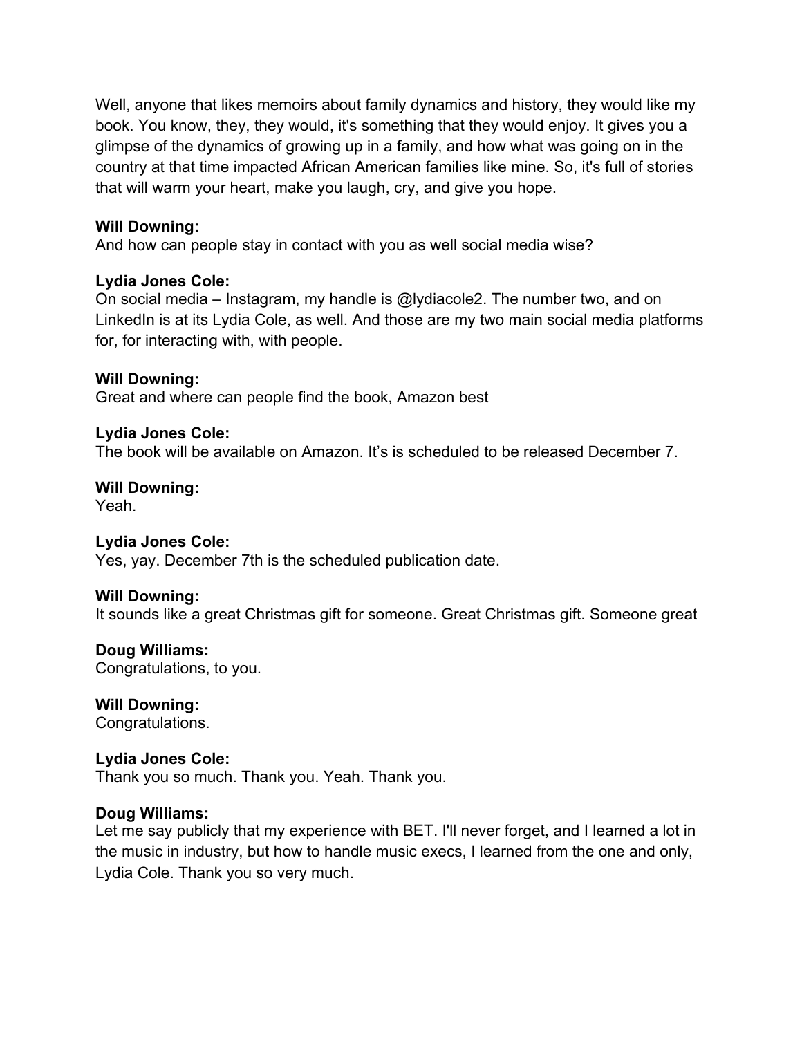Well, anyone that likes memoirs about family dynamics and history, they would like my book. You know, they, they would, it's something that they would enjoy. It gives you a glimpse of the dynamics of growing up in a family, and how what was going on in the country at that time impacted African American families like mine. So, it's full of stories that will warm your heart, make you laugh, cry, and give you hope.

**Will Downing:**
And how can people stay in contact with you as well social media wise?

**Lydia Jones Cole:**
On social media – Instagram, my handle is @lydiacole2. The number two, and on LinkedIn is at its Lydia Cole, as well. And those are my two main social media platforms for, for interacting with, with people.

**Will Downing:**
Great and where can people find the book, Amazon best

**Lydia Jones Cole:**
The book will be available on Amazon. It's is scheduled to be released December 7.

**Will Downing:**
Yeah.

**Lydia Jones Cole:**
Yes, yay. December 7th is the scheduled publication date.

**Will Downing:**
It sounds like a great Christmas gift for someone. Great Christmas gift. Someone great

**Doug Williams:**
Congratulations, to you.

**Will Downing:**
Congratulations.

**Lydia Jones Cole:**
Thank you so much. Thank you. Yeah. Thank you.

**Doug Williams:**
Let me say publicly that my experience with BET. I'll never forget, and I learned a lot in the music in industry, but how to handle music execs, I learned from the one and only, Lydia Cole. Thank you so very much.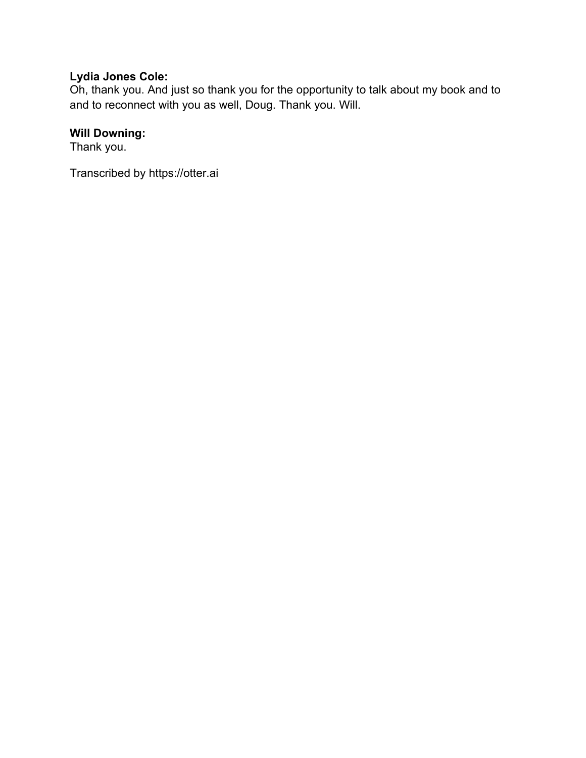**Lydia Jones Cole:**
Oh, thank you. And just so thank you for the opportunity to talk about my book and to and to reconnect with you as well, Doug. Thank you. Will.

**Will Downing:**
Thank you.

Transcribed by https://otter.ai